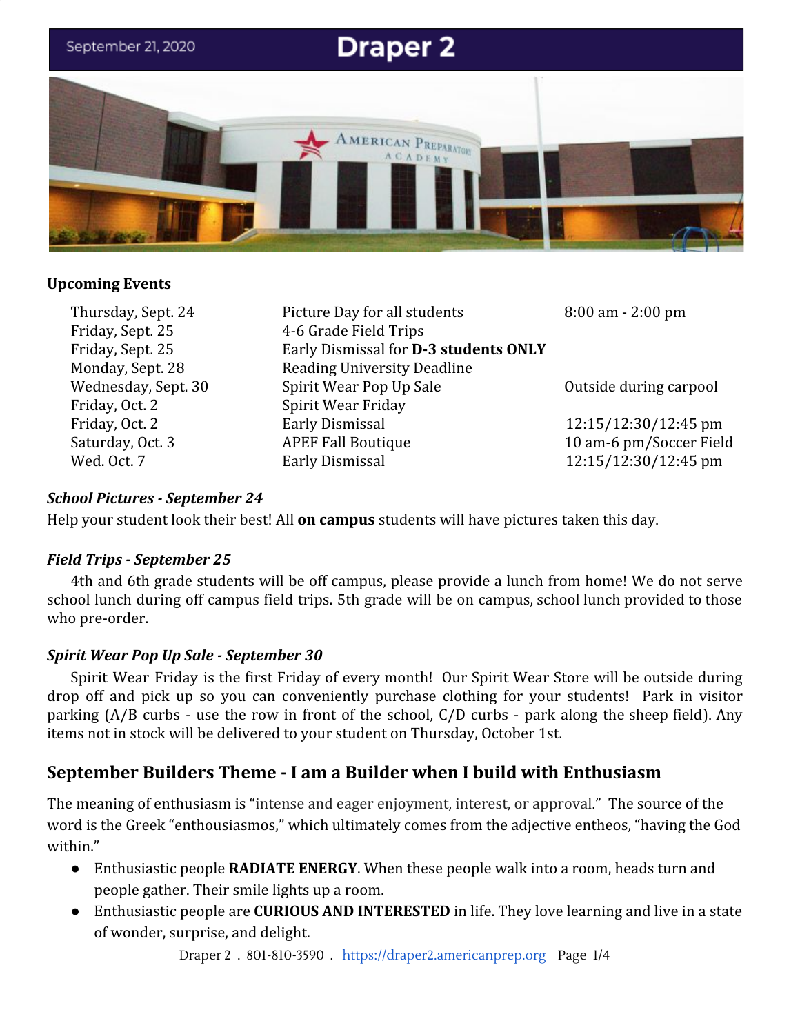September 21, 2020

# Draper 2

**Upcoming Events**

| | | |
|---|---|---|
| Thursday, Sept. 24 | Picture Day for all students | 8:00 am - 2:00 pm |
| Friday, Sept. 25 | 4-6 Grade Field Trips | |
| Friday, Sept. 25 | Early Dismissal for **D-3 students ONLY** | |
| Monday, Sept. 28 | Reading University Deadline | |
| Wednesday, Sept. 30 | Spirit Wear Pop Up Sale | Outside during carpool |
| Friday, Oct. 2 | Spirit Wear Friday | |
| Friday, Oct. 2 | Early Dismissal | 12:15/12:30/12:45 pm |
| Saturday, Oct. 3 | APEF Fall Boutique | 10 am-6 pm/Soccer Field |
| Wed. Oct. 7 | Early Dismissal | 12:15/12:30/12:45 pm |

***School Pictures - September 24***

Help your student look their best! All **on campus** students will have pictures taken this day.

***Field Trips - September 25***

4th and 6th grade students will be off campus, please provide a lunch from home! We do not serve school lunch during off campus field trips. 5th grade will be on campus, school lunch provided to those who pre-order.

***Spirit Wear Pop Up Sale - September 30***

Spirit Wear Friday is the first Friday of every month! Our Spirit Wear Store will be outside during drop off and pick up so you can conveniently purchase clothing for your students! Park in visitor parking (A/B curbs - use the row in front of the school, C/D curbs - park along the sheep field). Any items not in stock will be delivered to your student on Thursday, October 1st.

## September Builders Theme - I am a Builder when I build with Enthusiasm

The meaning of enthusiasm is "intense and eager enjoyment, interest, or approval." The source of the word is the Greek "enthousiasmos," which ultimately comes from the adjective entheos, "having the God within."

- Enthusiastic people **RADIATE ENERGY**. When these people walk into a room, heads turn and people gather. Their smile lights up a room.
- Enthusiastic people are **CURIOUS AND INTERESTED** in life. They love learning and live in a state of wonder, surprise, and delight.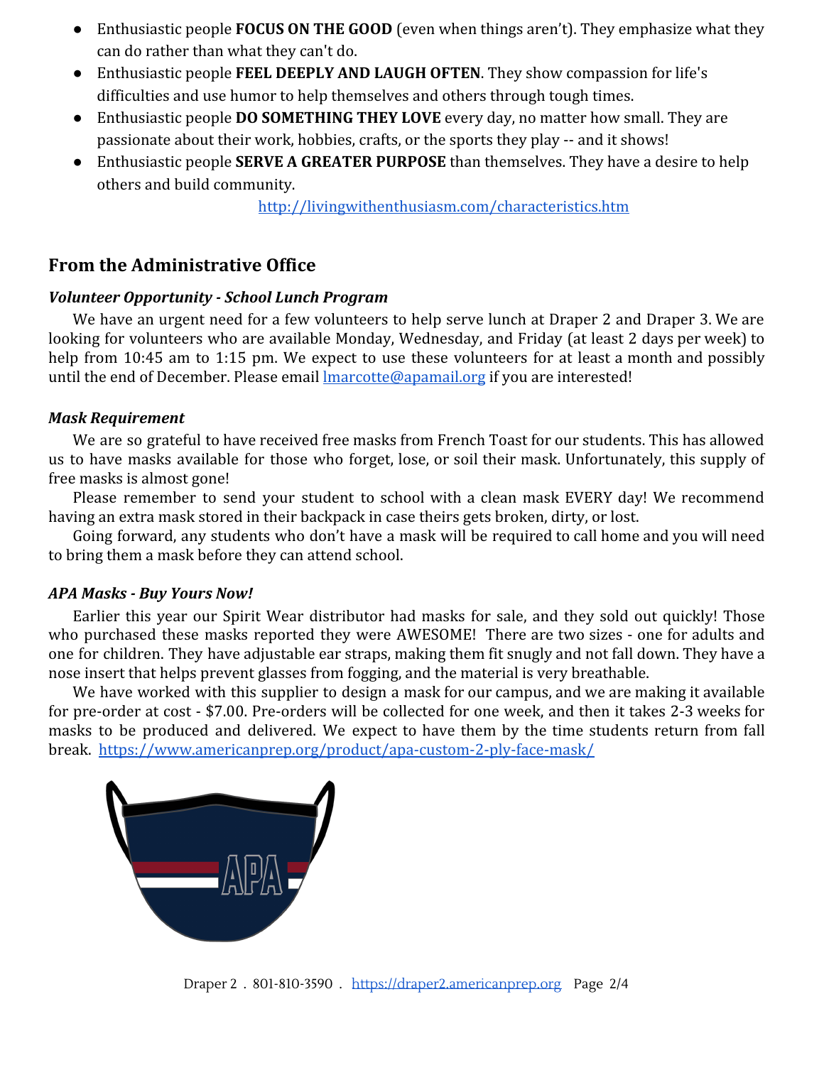- Enthusiastic people **FOCUS ON THE GOOD** (even when things aren't). They emphasize what they can do rather than what they can't do.
- Enthusiastic people **FEEL DEEPLY AND LAUGH OFTEN**. They show compassion for life's difficulties and use humor to help themselves and others through tough times.
- Enthusiastic people **DO SOMETHING THEY LOVE** every day, no matter how small. They are passionate about their work, hobbies, crafts, or the sports they play -- and it shows!
- Enthusiastic people **SERVE A GREATER PURPOSE** than themselves. They have a desire to help others and build community.

http://livingwithenthusiasm.com/characteristics.htm

## From the Administrative Office

***Volunteer Opportunity - School Lunch Program***

We have an urgent need for a few volunteers to help serve lunch at Draper 2 and Draper 3. We are looking for volunteers who are available Monday, Wednesday, and Friday (at least 2 days per week) to help from 10:45 am to 1:15 pm. We expect to use these volunteers for at least a month and possibly until the end of December. Please email lmarcotte@apamail.org if you are interested!

***Mask Requirement***

We are so grateful to have received free masks from French Toast for our students. This has allowed us to have masks available for those who forget, lose, or soil their mask. Unfortunately, this supply of free masks is almost gone!

Please remember to send your student to school with a clean mask EVERY day! We recommend having an extra mask stored in their backpack in case theirs gets broken, dirty, or lost.

Going forward, any students who don't have a mask will be required to call home and you will need to bring them a mask before they can attend school.

***APA Masks - Buy Yours Now!***

Earlier this year our Spirit Wear distributor had masks for sale, and they sold out quickly! Those who purchased these masks reported they were AWESOME! There are two sizes - one for adults and one for children. They have adjustable ear straps, making them fit snugly and not fall down. They have a nose insert that helps prevent glasses from fogging, and the material is very breathable.

We have worked with this supplier to design a mask for our campus, and we are making it available for pre-order at cost - $7.00. Pre-orders will be collected for one week, and then it takes 2-3 weeks for masks to be produced and delivered. We expect to have them by the time students return from fall break. https://www.americanprep.org/product/apa-custom-2-ply-face-mask/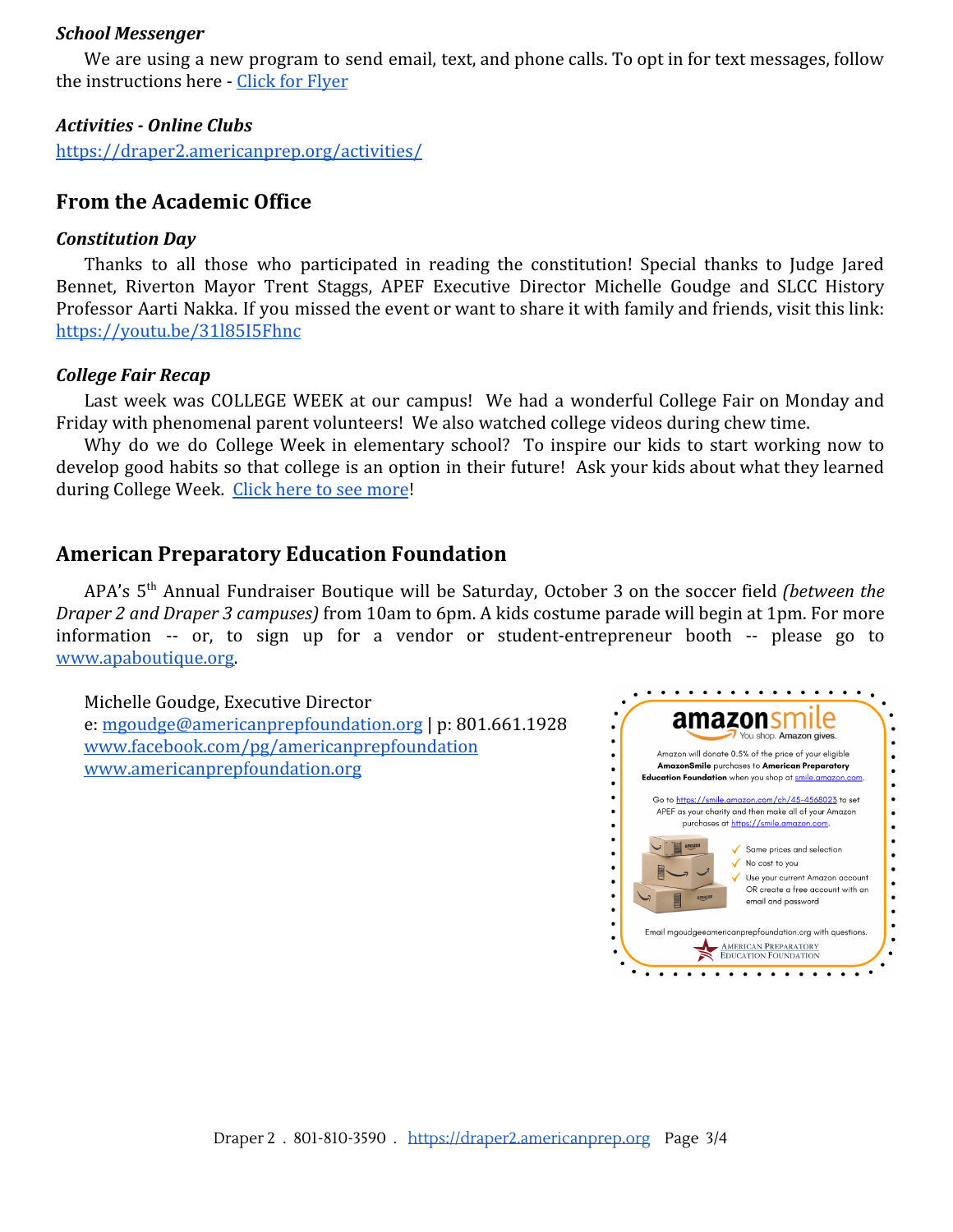### *School Messenger*

We are using a new program to send email, text, and phone calls. To opt in for text messages, follow the instructions here - [Click for Flyer]

### *Activities - Online Clubs*

https://draper2.americanprep.org/activities/

## From the Academic Office

### *Constitution Day*

Thanks to all those who participated in reading the constitution! Special thanks to Judge Jared Bennet, Riverton Mayor Trent Staggs, APEF Executive Director Michelle Goudge and SLCC History Professor Aarti Nakka. If you missed the event or want to share it with family and friends, visit this link: https://youtu.be/31l85I5Fhnc

### *College Fair Recap*

Last week was COLLEGE WEEK at our campus! We had a wonderful College Fair on Monday and Friday with phenomenal parent volunteers! We also watched college videos during chew time.

Why do we do College Week in elementary school? To inspire our kids to start working now to develop good habits so that college is an option in their future! Ask your kids about what they learned during College Week. [Click here to see more]!

## American Preparatory Education Foundation

APA's 5th Annual Fundraiser Boutique will be Saturday, October 3 on the soccer field *(between the Draper 2 and Draper 3 campuses)* from 10am to 6pm. A kids costume parade will begin at 1pm. For more information -- or, to sign up for a vendor or student-entrepreneur booth -- please go to www.apaboutique.org.

Michelle Goudge, Executive Director
e: mgoudge@americanprepfoundation.org | p: 801.661.1928
www.facebook.com/pg/americanprepfoundation
www.americanprepfoundation.org

**amazonsmile**
You shop. Amazon gives.

Amazon will donate 0.5% of the price of your eligible **AmazonSmile** purchases to **American Preparatory Education Foundation** when you shop at smile.amazon.com.

Go to https://smile.amazon.com/ch/45-4568023 to set APEF as your charity and then make all of your Amazon purchases at https://smile.amazon.com.

- Same prices and selection
- No cost to you
- Use your current Amazon account OR create a free account with an email and password

Email mgoudgeeamericanprepfoundation.org with questions.

American Preparatory Education Foundation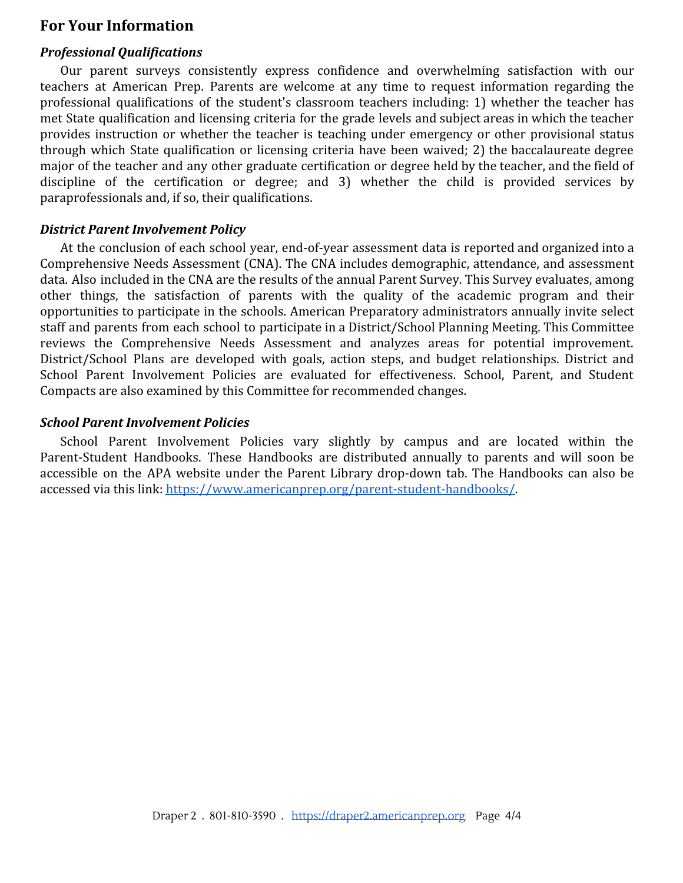## For Your Information

### *Professional Qualifications*

Our parent surveys consistently express confidence and overwhelming satisfaction with our teachers at American Prep. Parents are welcome at any time to request information regarding the professional qualifications of the student's classroom teachers including: 1) whether the teacher has met State qualification and licensing criteria for the grade levels and subject areas in which the teacher provides instruction or whether the teacher is teaching under emergency or other provisional status through which State qualification or licensing criteria have been waived; 2) the baccalaureate degree major of the teacher and any other graduate certification or degree held by the teacher, and the field of discipline of the certification or degree; and 3) whether the child is provided services by paraprofessionals and, if so, their qualifications.

### *District Parent Involvement Policy*

At the conclusion of each school year, end-of-year assessment data is reported and organized into a Comprehensive Needs Assessment (CNA). The CNA includes demographic, attendance, and assessment data. Also included in the CNA are the results of the annual Parent Survey. This Survey evaluates, among other things, the satisfaction of parents with the quality of the academic program and their opportunities to participate in the schools. American Preparatory administrators annually invite select staff and parents from each school to participate in a District/School Planning Meeting. This Committee reviews the Comprehensive Needs Assessment and analyzes areas for potential improvement. District/School Plans are developed with goals, action steps, and budget relationships. District and School Parent Involvement Policies are evaluated for effectiveness. School, Parent, and Student Compacts are also examined by this Committee for recommended changes.

### *School Parent Involvement Policies*

School Parent Involvement Policies vary slightly by campus and are located within the Parent-Student Handbooks. These Handbooks are distributed annually to parents and will soon be accessible on the APA website under the Parent Library drop-down tab. The Handbooks can also be accessed via this link: [https://www.americanprep.org/parent-student-handbooks/](https://www.americanprep.org/parent-student-handbooks/).